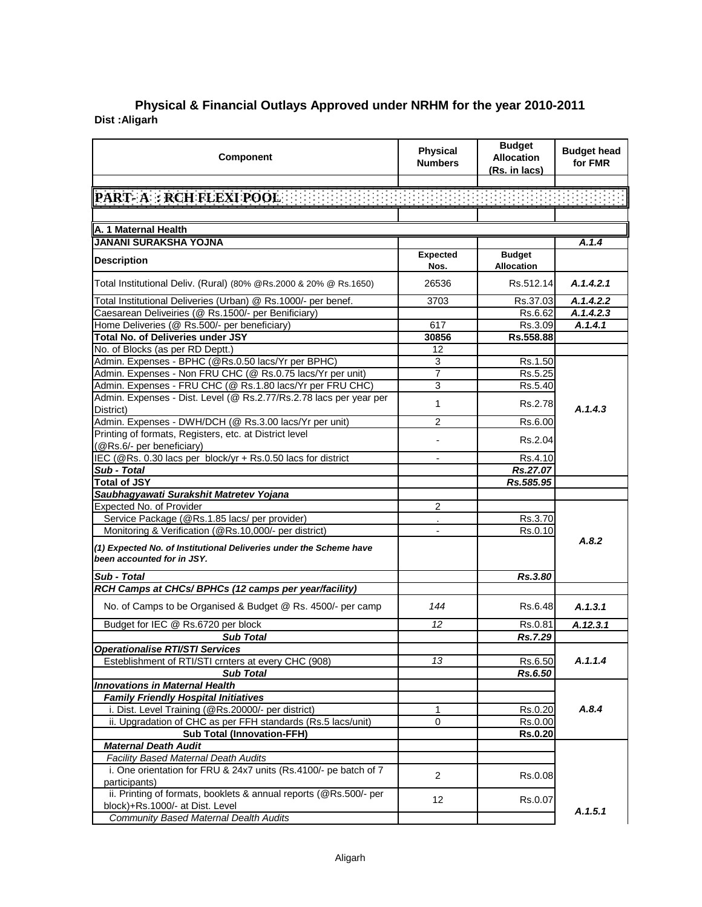## Physical & Financial Outlays Approved under NRHM for the year 2010-2011

**Dist :Aligarh**

| Component | Physical Numbers | Budget Allocation (Rs. in lacs) | Budget head for FMR |
|---|---|---|---|
| **PART- A : RCH FLEXI POOL** | | | |
| **A. 1 Maternal Health** | | | |
| **JANANI SURAKSHA YOJNA** | | | *A.1.4* |
| **Description** | **Expected Nos.** | **Budget Allocation** | |
| Total Institutional Deliv. (Rural) (80% @Rs.2000 & 20% @ Rs.1650) | 26536 | Rs.512.14 | *A.1.4.2.1* |
| Total Institutional Deliveries (Urban) @ Rs.1000/- per benef. | 3703 | Rs.37.03 | *A.1.4.2.2* |
| Caesarean Deliveiries (@ Rs.1500/- per Benificiary) | | Rs.6.62 | *A.1.4.2.3* |
| Home Deliveries (@ Rs.500/- per beneficiary) | 617 | Rs.3.09 | *A.1.4.1* |
| **Total No. of Deliveries under JSY** | **30856** | **Rs.558.88** | |
| No. of Blocks (as per RD Deptt.) | 12 | | |
| Admin. Expenses - BPHC (@Rs.0.50 lacs/Yr per BPHC) | 3 | Rs.1.50 | *A.1.4.3* |
| Admin. Expenses - Non FRU CHC (@ Rs.0.75 lacs/Yr per unit) | 7 | Rs.5.25 | |
| Admin. Expenses - FRU CHC (@ Rs.1.80 lacs/Yr per FRU CHC) | 3 | Rs.5.40 | |
| Admin. Expenses - Dist. Level (@ Rs.2.77/Rs.2.78 lacs per year per District) | 1 | Rs.2.78 | |
| Admin. Expenses - DWH/DCH (@ Rs.3.00 lacs/Yr per unit) | 2 | Rs.6.00 | |
| Printing of formats, Registers, etc. at District level (@Rs.6/- per beneficiary) | - | Rs.2.04 | |
| IEC (@Rs. 0.30 lacs per block/yr + Rs.0.50 lacs for district | - | Rs.4.10 | |
| ***Sub - Total*** | | ***Rs.27.07*** | |
| **Total of JSY** | | ***Rs.585.95*** | |
| ***Saubhagyawati Surakshit Matretev Yojana*** | | | |
| Expected No. of Provider | 2 | | *A.8.2* |
| Service Package (@Rs.1.85 lacs/ per provider) | . | Rs.3.70 | |
| Monitoring & Verification (@Rs.10,000/- per district) | - | Rs.0.10 | |
| ***(1) Expected No. of Institutional Deliveries under the Scheme have been accounted for in JSY.*** | | | |
| ***Sub - Total*** | | ***Rs.3.80*** | |
| ***RCH Camps at CHCs/ BPHCs (12 camps per year/facility)*** | | | |
| No. of Camps to be Organised & Budget @ Rs. 4500/- per camp | *144* | Rs.6.48 | *A.1.3.1* |
| Budget for IEC @ Rs.6720 per block | *12* | Rs.0.81 | *A.12.3.1* |
| ***Sub Total*** | | ***Rs.7.29*** | |
| ***Operationalise RTI/STI Services*** | | | |
| Esteblishment of RTI/STI crnters at every CHC (908) | *13* | Rs.6.50 | *A.1.1.4* |
| ***Sub Total*** | | ***Rs.6.50*** | |
| ***Innovations in Maternal Health*** | | | *A.8.4* |
| ***Family Friendly Hospital Initiatives*** | | | |
| i. Dist. Level Training (@Rs.20000/- per district) | 1 | Rs.0.20 | |
| ii. Upgradation of CHC as per FFH standards (Rs.5 lacs/unit) | 0 | Rs.0.00 | |
| **Sub Total (Innovation-FFH)** | | **Rs.0.20** | |
| ***Maternal Death Audit*** | | | *A.1.5.1* |
| *Facility Based Maternal Death Audits* | | | |
| i. One orientation for FRU & 24x7 units (Rs.4100/- pe batch of 7 participants) | 2 | Rs.0.08 | |
| ii. Printing of formats, booklets & annual reports (@Rs.500/- per block)+Rs.1000/- at Dist. Level | 12 | Rs.0.07 | |
| *Community Based Maternal Dealth Audits* | | | |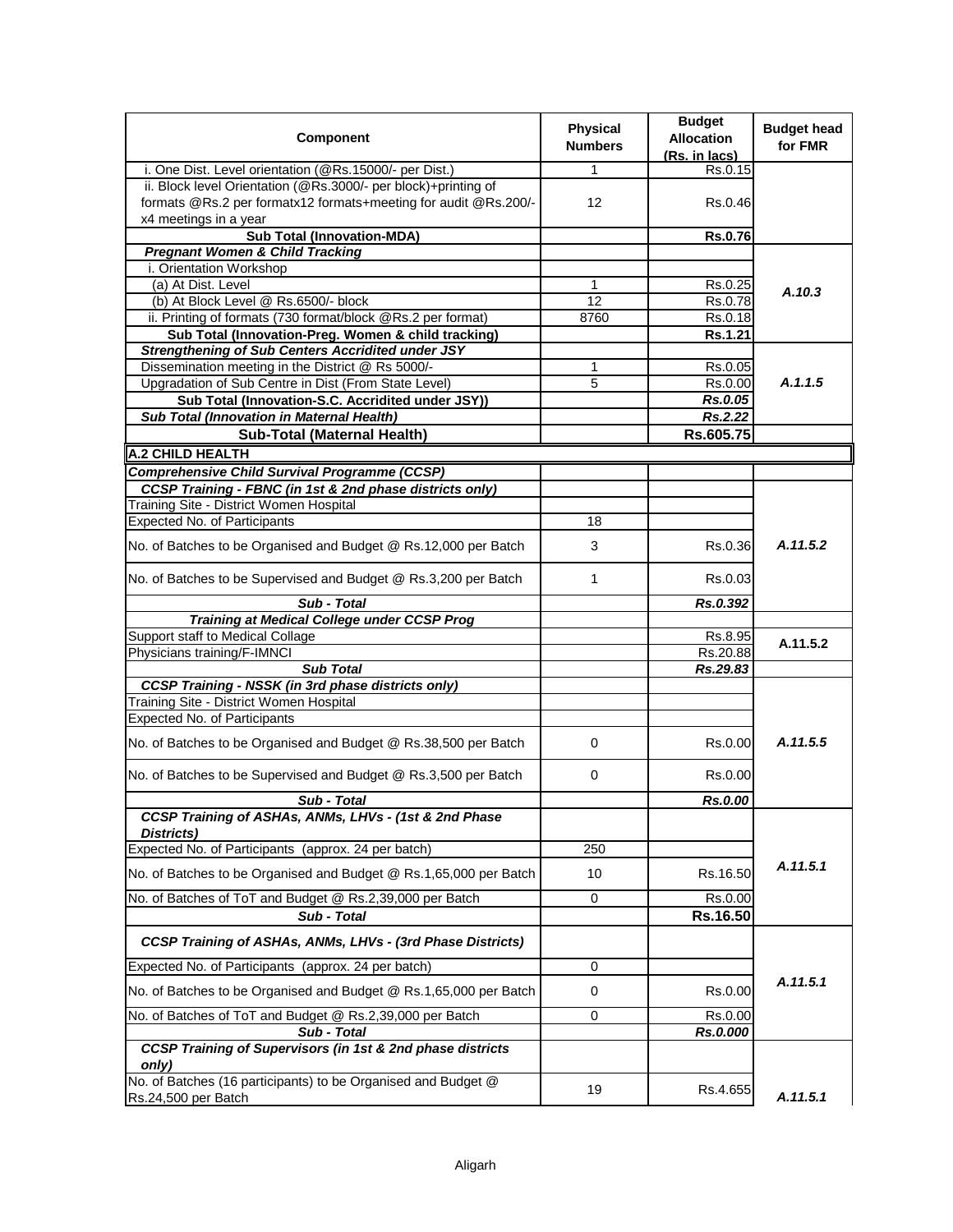| Component | Physical Numbers | Budget Allocation (Rs. in lacs) | Budget head for FMR |
|---|---|---|---|
| i. One Dist. Level orientation (@Rs.15000/- per Dist.) | 1 | Rs.0.15 | |
| ii. Block level Orientation (@Rs.3000/- per block)+printing of formats @Rs.2 per formatx12 formats+meeting for audit @Rs.200/- x4 meetings in a year | 12 | Rs.0.46 | |
| **Sub Total (Innovation-MDA)** | | **Rs.0.76** | |
| ***Pregnant Women & Child Tracking*** | | | A.10.3 |
| i. Orientation Workshop | | | |
| (a) At Dist. Level | 1 | Rs.0.25 | |
| (b) At Block Level @ Rs.6500/- block | 12 | Rs.0.78 | |
| ii. Printing of formats (730 format/block @Rs.2 per format) | 8760 | Rs.0.18 | |
| **Sub Total (Innovation-Preg. Women & child tracking)** | | **Rs.1.21** | |
| ***Strengthening of Sub Centers Accridited under JSY*** | | | A.1.1.5 |
| Dissemination meeting in the District @ Rs 5000/- | 1 | Rs.0.05 | |
| Upgradation of Sub Centre in Dist (From State Level) | 5 | Rs.0.00 | |
| **Sub Total (Innovation-S.C. Accridited under JSY))** | | ***Rs.0.05*** | |
| ***Sub Total (Innovation in Maternal Health)*** | | ***Rs.2.22*** | |
| **Sub-Total (Maternal Health)** | | **Rs.605.75** | |
| **A.2 CHILD HEALTH** | | | |
| ***Comprehensive Child Survival Programme (CCSP)*** | | | |
| ***CCSP Training - FBNC (in 1st & 2nd phase districts only)*** | | | A.11.5.2 |
| Training Site - District Women Hospital | | | |
| Expected No. of Participants | 18 | | |
| No. of Batches to be Organised and Budget @ Rs.12,000 per Batch | 3 | Rs.0.36 | |
| No. of Batches to be Supervised and Budget @ Rs.3,200 per Batch | 1 | Rs.0.03 | |
| ***Sub - Total*** | | ***Rs.0.392*** | |
| ***Training at Medical College under CCSP Prog*** | | | |
| Support staff to Medical Collage | | Rs.8.95 | A.11.5.2 |
| Physicians training/F-IMNCI | | Rs.20.88 | |
| ***Sub Total*** | | ***Rs.29.83*** | |
| ***CCSP Training - NSSK (in 3rd phase districts only)*** | | | A.11.5.5 |
| Training Site - District Women Hospital | | | |
| Expected No. of Participants | | | |
| No. of Batches to be Organised and Budget @ Rs.38,500 per Batch | 0 | Rs.0.00 | |
| No. of Batches to be Supervised and Budget @ Rs.3,500 per Batch | 0 | Rs.0.00 | |
| ***Sub - Total*** | | ***Rs.0.00*** | |
| ***CCSP Training of ASHAs, ANMs, LHVs - (1st & 2nd Phase Districts)*** | | | A.11.5.1 |
| Expected No. of Participants (approx. 24 per batch) | 250 | | |
| No. of Batches to be Organised and Budget @ Rs.1,65,000 per Batch | 10 | Rs.16.50 | |
| No. of Batches of ToT and Budget @ Rs.2,39,000 per Batch | 0 | Rs.0.00 | |
| ***Sub - Total*** | | **Rs.16.50** | |
| ***CCSP Training of ASHAs, ANMs, LHVs - (3rd Phase Districts)*** | | | A.11.5.1 |
| Expected No. of Participants (approx. 24 per batch) | 0 | | |
| No. of Batches to be Organised and Budget @ Rs.1,65,000 per Batch | 0 | Rs.0.00 | |
| No. of Batches of ToT and Budget @ Rs.2,39,000 per Batch | 0 | Rs.0.00 | |
| ***Sub - Total*** | | ***Rs.0.000*** | |
| ***CCSP Training of Supervisors (in 1st & 2nd phase districts only)*** | | | A.11.5.1 |
| No. of Batches (16 participants) to be Organised and Budget @ Rs.24,500 per Batch | 19 | Rs.4.655 | |

Aligarh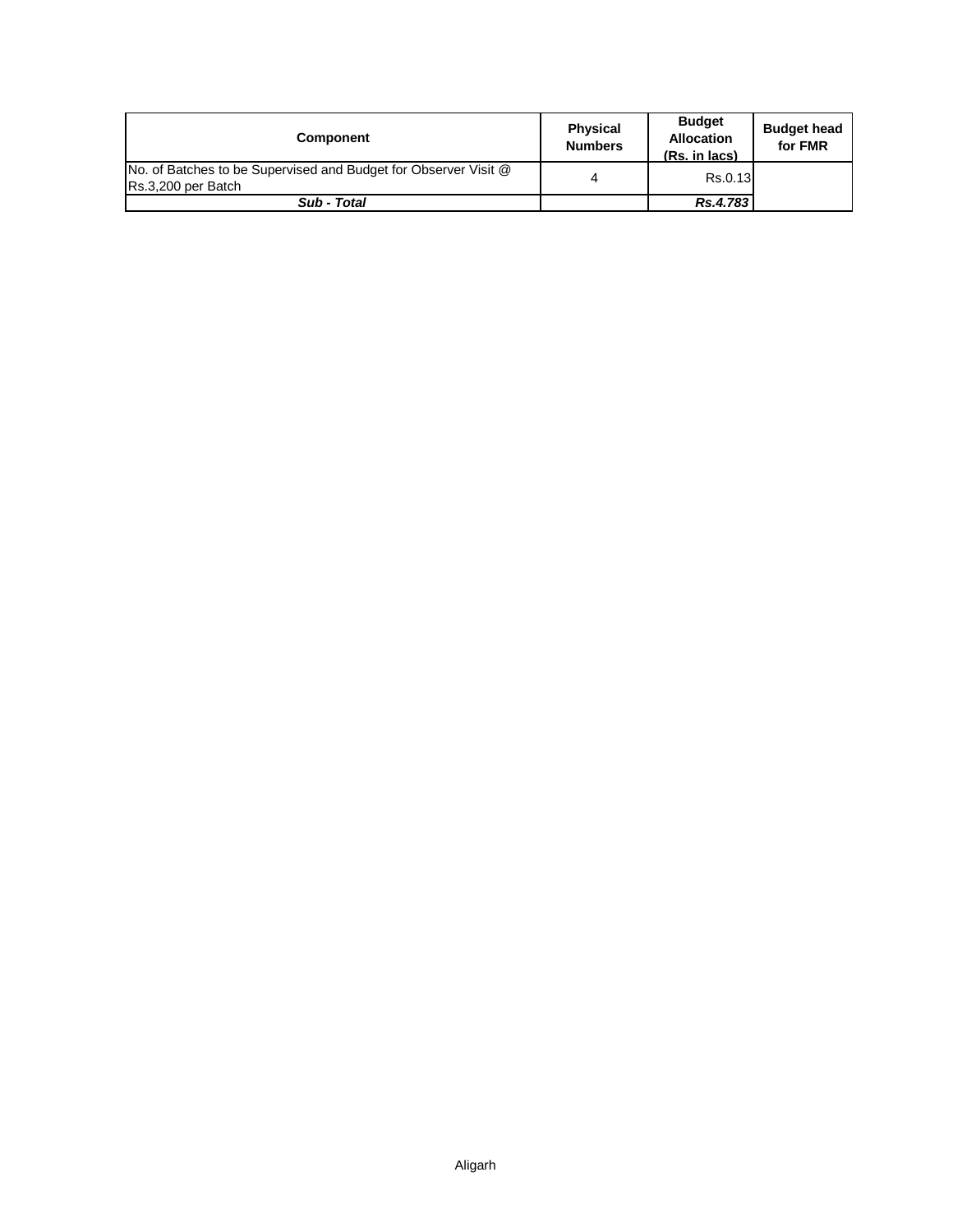| Component | Physical Numbers | Budget Allocation (Rs. in lacs) | Budget head for FMR |
|---|---|---|---|
| No. of Batches to be Supervised and Budget for Observer Visit @ Rs.3,200 per Batch | 4 | Rs.0.13 | |
| ***Sub - Total*** | | ***Rs.4.783*** | |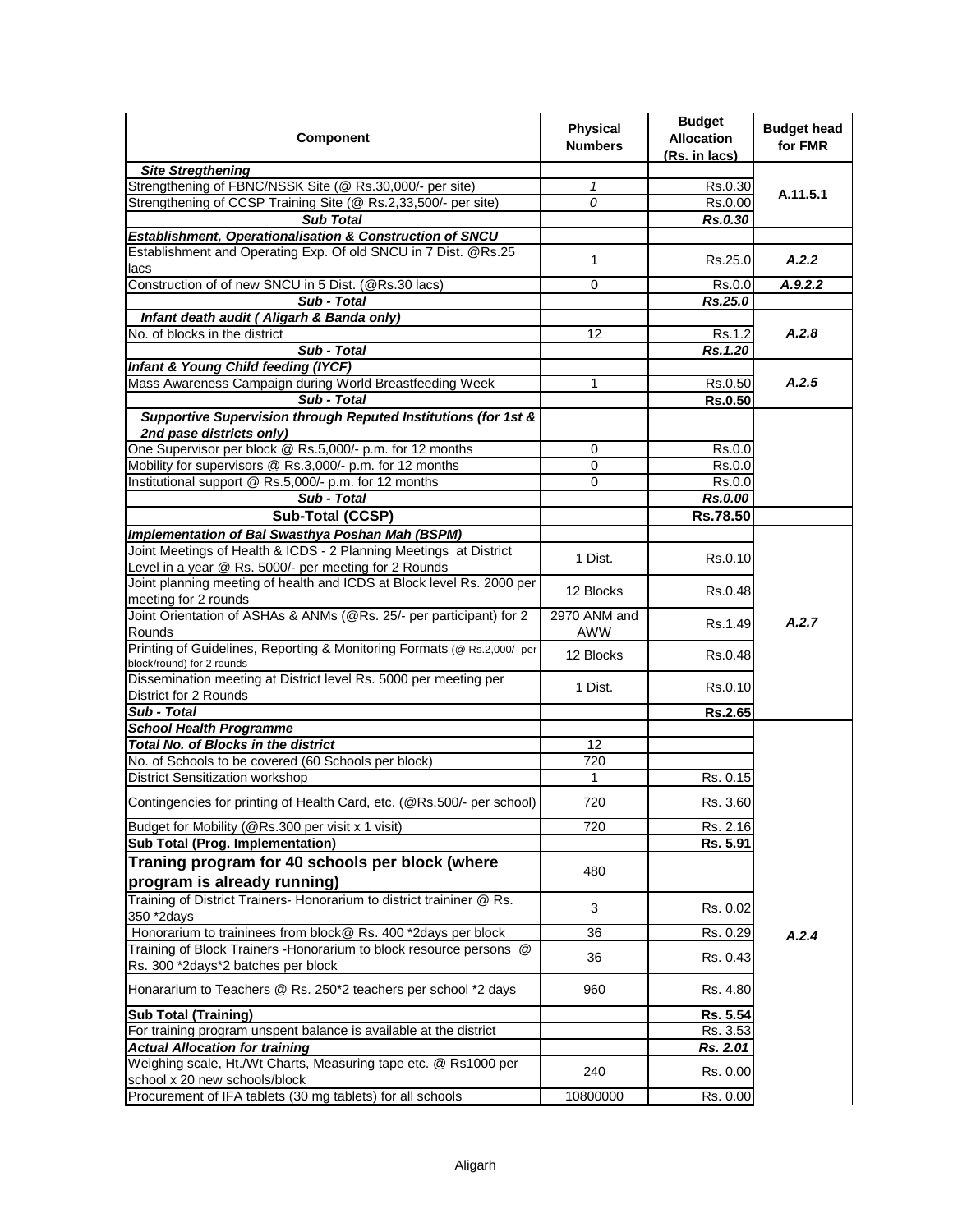| Component | Physical Numbers | Budget Allocation (Rs. in lacs) | Budget head for FMR |
|---|---|---|---|
| ***Site Stregthening*** | | | |
| Strengthening of FBNC/NSSK Site (@ Rs.30,000/- per site) | *1* | Rs.0.30 | A.11.5.1 |
| Strengthening of CCSP Training Site (@ Rs.2,33,500/- per site) | *0* | Rs.0.00 | |
| ***Sub Total*** | | ***Rs.0.30*** | |
| ***Establishment, Operationalisation & Construction of SNCU*** | | | |
| Establishment and Operating Exp. Of old SNCU in 7 Dist. @Rs.25 lacs | 1 | Rs.25.0 | ***A.2.2*** |
| Construction of of new SNCU in 5 Dist. (@Rs.30 lacs) | 0 | Rs.0.0 | ***A.9.2.2*** |
| ***Sub - Total*** | | ***Rs.25.0*** | |
| ***Infant death audit ( Aligarh & Banda only)*** | | | |
| No. of blocks in the district | 12 | Rs.1.2 | ***A.2.8*** |
| ***Sub - Total*** | | ***Rs.1.20*** | |
| ***Infant & Young Child feeding (IYCF)*** | | | |
| Mass Awareness Campaign during World Breastfeeding Week | 1 | Rs.0.50 | ***A.2.5*** |
| ***Sub - Total*** | | **Rs.0.50** | |
| ***Supportive Supervision through Reputed Institutions (for 1st & 2nd pase districts only)*** | | | |
| One Supervisor per block @ Rs.5,000/- p.m. for 12 months | 0 | Rs.0.0 | |
| Mobility for supervisors @ Rs.3,000/- p.m. for 12 months | 0 | Rs.0.0 | |
| Institutional support @ Rs.5,000/- p.m. for 12 months | 0 | Rs.0.0 | |
| ***Sub - Total*** | | ***Rs.0.00*** | |
| **Sub-Total (CCSP)** | | **Rs.78.50** | |
| ***Implementation of Bal Swasthya Poshan Mah (BSPM)*** | | | |
| Joint Meetings of Health & ICDS - 2 Planning Meetings at District Level in a year @ Rs. 5000/- per meeting for 2 Rounds | 1 Dist. | Rs.0.10 | ***A.2.7*** |
| Joint planning meeting of health and ICDS at Block level Rs. 2000 per meeting for 2 rounds | 12 Blocks | Rs.0.48 | |
| Joint Orientation of ASHAs & ANMs (@Rs. 25/- per participant) for 2 Rounds | 2970 ANM and AWW | Rs.1.49 | |
| Printing of Guidelines, Reporting & Monitoring Formats (@ Rs.2,000/- per block/round) for 2 rounds | 12 Blocks | Rs.0.48 | |
| Dissemination meeting at District level Rs. 5000 per meeting per District for 2 Rounds | 1 Dist. | Rs.0.10 | |
| ***Sub - Total*** | | **Rs.2.65** | |
| ***School Health Programme*** | | | ***A.2.4*** |
| ***Total No. of Blocks in the district*** | 12 | | |
| No. of Schools to be covered (60 Schools per block) | 720 | | |
| District Sensitization workshop | 1 | Rs. 0.15 | |
| Contingencies for printing of Health Card, etc. (@Rs.500/- per school) | 720 | Rs. 3.60 | |
| Budget for Mobility (@Rs.300 per visit x 1 visit) | 720 | Rs. 2.16 | |
| **Sub Total (Prog. Implementation)** | | **Rs. 5.91** | |
| **Traning program for 40 schools per block (where program is already running)** | 480 | | |
| Training of District Trainers- Honorarium to district traininer @ Rs. 350 *2days | 3 | Rs. 0.02 | |
| Honorarium to traininees from block@ Rs. 400 *2days per block | 36 | Rs. 0.29 | |
| Training of Block Trainers -Honorarium to block resource persons @ Rs. 300 *2days*2 batches per block | 36 | Rs. 0.43 | |
| Honorarium to Teachers @ Rs. 250*2 teachers per school *2 days | 960 | Rs. 4.80 | |
| **Sub Total (Training)** | | **Rs. 5.54** | |
| For training program unspent balance is available at the district | | Rs. 3.53 | |
| ***Actual Allocation for training*** | | ***Rs. 2.01*** | |
| Weighing scale, Ht./Wt Charts, Measuring tape etc. @ Rs1000 per school x 20 new schools/block | 240 | Rs. 0.00 | |
| Procurement of IFA tablets (30 mg tablets) for all schools | 10800000 | Rs. 0.00 | |

Aligarh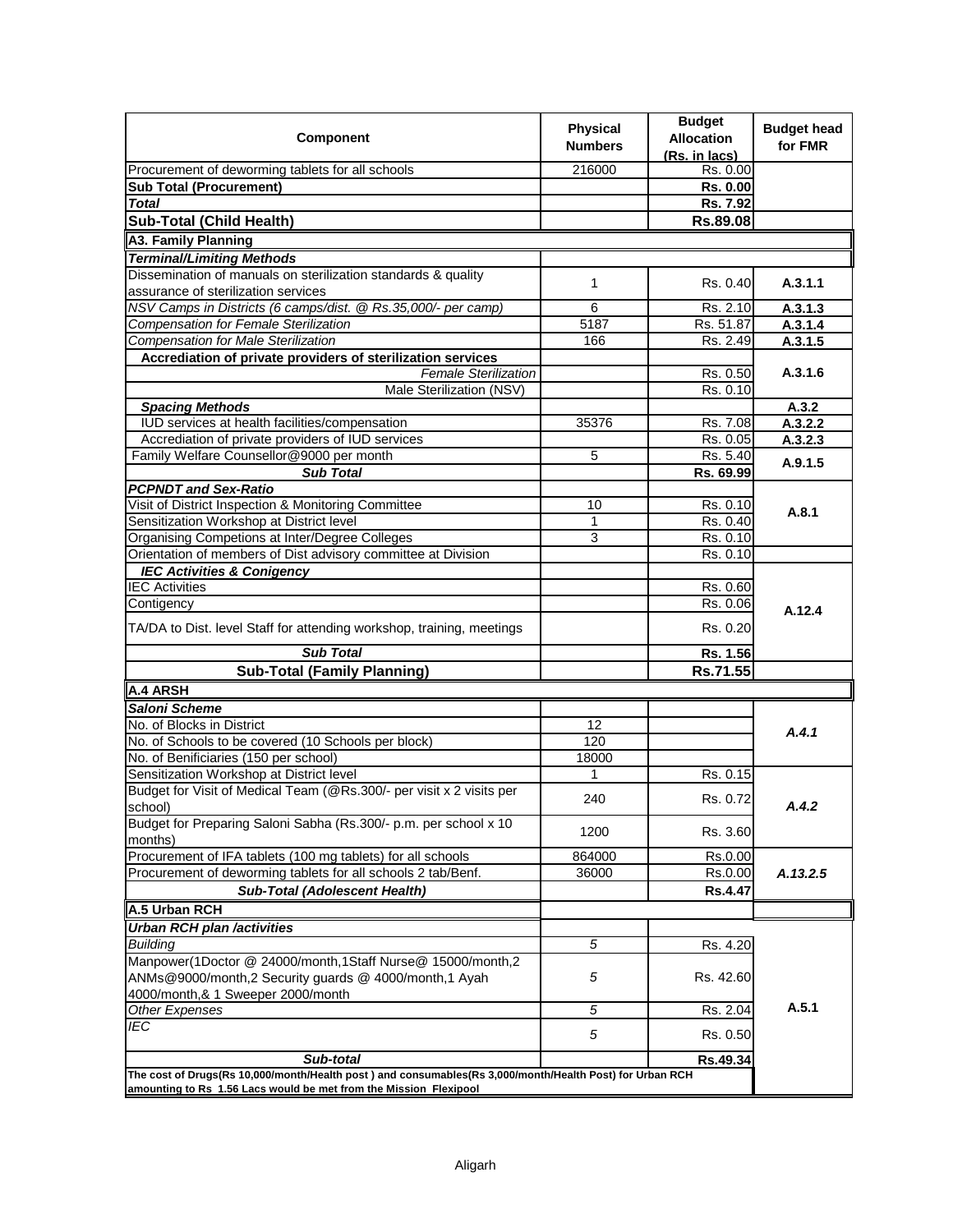| Component | Physical Numbers | Budget Allocation (Rs. in lacs) | Budget head for FMR |
|---|---|---|---|
| Procurement of deworming tablets for all schools | 216000 | Rs. 0.00 | |
| **Sub Total (Procurement)** | | **Rs. 0.00** | |
| ***Total*** | | **Rs. 7.92** | |
| **Sub-Total (Child Health)** | | **Rs.89.08** | |
| **A3. Family Planning** | | | |
| ***Terminal/Limiting Methods*** | | | |
| Dissemination of manuals on sterilization standards & quality assurance of sterilization services | 1 | Rs. 0.40 | **A.3.1.1** |
| *NSV Camps in Districts (6 camps/dist. @ Rs.35,000/- per camp)* | 6 | Rs. 2.10 | **A.3.1.3** |
| *Compensation for Female Sterilization* | 5187 | Rs. 51.87 | **A.3.1.4** |
| *Compensation for Male Sterilization* | 166 | Rs. 2.49 | **A.3.1.5** |
| **Accrediation of private providers of sterilization services** | | | **A.3.1.6** |
| *Female Sterilization* | | Rs. 0.50 | |
| Male Sterilization (NSV) | | Rs. 0.10 | |
| ***Spacing Methods*** | | | **A.3.2** |
| IUD services at health facilities/compensation | 35376 | Rs. 7.08 | **A.3.2.2** |
| Accrediation of private providers of IUD services | | Rs. 0.05 | **A.3.2.3** |
| Family Welfare Counsellor@9000 per month | 5 | Rs. 5.40 | **A.9.1.5** |
| ***Sub Total*** | | **Rs. 69.99** | |
| ***PCPNDT and Sex-Ratio*** | | | |
| Visit of District Inspection & Monitoring Committee | 10 | Rs. 0.10 | **A.8.1** |
| Sensitization Workshop at District level | 1 | Rs. 0.40 | |
| Organising Competions at Inter/Degree Colleges | 3 | Rs. 0.10 | |
| Orientation of members of Dist advisory committee at Division | | Rs. 0.10 | |
| ***IEC Activities & Conigency*** | | | **A.12.4** |
| IEC Activities | | Rs. 0.60 | |
| Contigency | | Rs. 0.06 | |
| TA/DA to Dist. level Staff for attending workshop, training, meetings | | Rs. 0.20 | |
| ***Sub Total*** | | **Rs. 1.56** | |
| **Sub-Total (Family Planning)** | | **Rs.71.55** | |
| **A.4 ARSH** | | | |
| ***Saloni Scheme*** | | | |
| No. of Blocks in District | 12 | | ***A.4.1*** |
| No. of Schools to be covered (10 Schools per block) | 120 | | |
| No. of Benificiaries (150 per school) | 18000 | | |
| Sensitization Workshop at District level | 1 | Rs. 0.15 | ***A.4.2*** |
| Budget for Visit of Medical Team (@Rs.300/- per visit x 2 visits per school) | 240 | Rs. 0.72 | |
| Budget for Preparing Saloni Sabha (Rs.300/- p.m. per school x 10 months) | 1200 | Rs. 3.60 | |
| Procurement of IFA tablets (100 mg tablets) for all schools | 864000 | Rs.0.00 | ***A.13.2.5*** |
| Procurement of deworming tablets for all schools 2 tab/Benf. | 36000 | Rs.0.00 | |
| ***Sub-Total (Adolescent Health)*** | | **Rs.4.47** | |
| **A.5 Urban RCH** | | | |
| ***Urban RCH plan /activities*** | | | **A.5.1** |
| *Building* | *5* | Rs. 4.20 | |
| Manpower(1Doctor @ 24000/month,1Staff Nurse@ 15000/month,2 ANMs@9000/month,2 Security guards @ 4000/month,1 Ayah 4000/month,& 1 Sweeper 2000/month | *5* | Rs. 42.60 | |
| *Other Expenses* | *5* | Rs. 2.04 | |
| *IEC* | *5* | Rs. 0.50 | |
| ***Sub-total*** | | **Rs.49.34** | |
| **The cost of Drugs(Rs 10,000/month/Health post ) and consumables(Rs 3,000/month/Health Post) for Urban RCH amounting to Rs 1.56 Lacs would be met from the Mission Flexipool** | | | |

Aligarh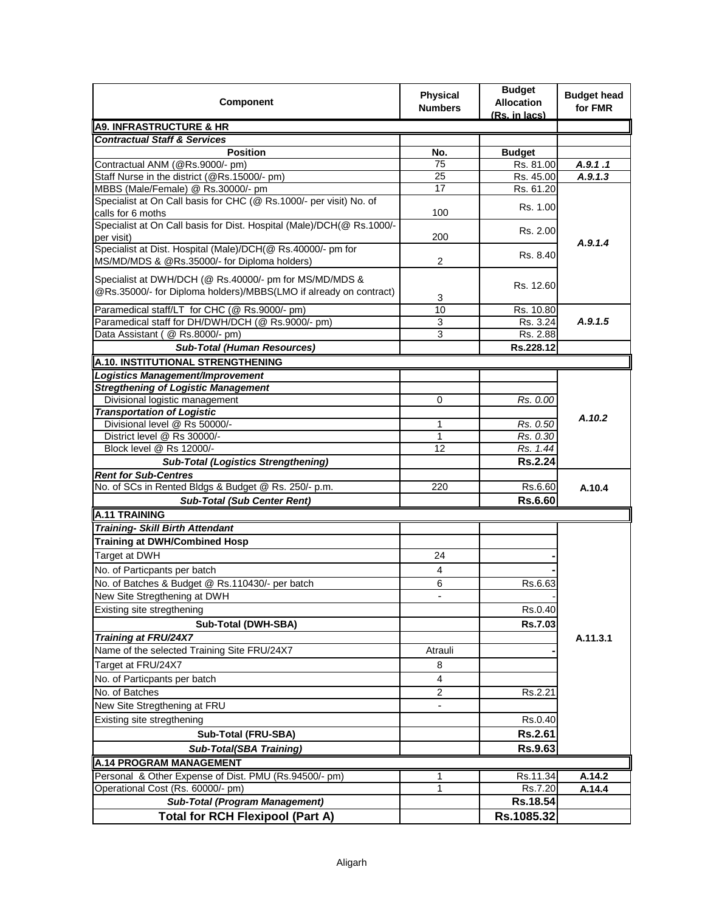| Component | Physical Numbers | Budget Allocation (Rs. in lacs) | Budget head for FMR |
|---|---|---|---|
| **A9. INFRASTRUCTURE & HR** | | | |
| ***Contractual Staff & Services*** | | | |
| **Position** | **No.** | **Budget** | |
| Contractual ANM (@Rs.9000/- pm) | 75 | Rs. 81.00 | ***A.9.1 .1*** |
| Staff Nurse in the district (@Rs.15000/- pm) | 25 | Rs. 45.00 | ***A.9.1.3*** |
| MBBS (Male/Female) @ Rs.30000/- pm | 17 | Rs. 61.20 | ***A.9.1.4*** |
| Specialist at On Call basis for CHC (@ Rs.1000/- per visit) No. of calls for 6 moths | 100 | Rs. 1.00 | |
| Specialist at On Call basis for Dist. Hospital (Male)/DCH(@ Rs.1000/- per visit) | 200 | Rs. 2.00 | |
| Specialist at Dist. Hospital (Male)/DCH(@ Rs.40000/- pm for MS/MD/MDS & @Rs.35000/- for Diploma holders) | 2 | Rs. 8.40 | |
| Specialist at DWH/DCH (@ Rs.40000/- pm for MS/MD/MDS & @Rs.35000/- for Diploma holders)/MBBS(LMO if already on contract) | 3 | Rs. 12.60 | |
| Paramedical staff/LT for CHC (@ Rs.9000/- pm) | 10 | Rs. 10.80 | ***A.9.1.5*** |
| Paramedical staff for DH/DWH/DCH (@ Rs.9000/- pm) | 3 | Rs. 3.24 | |
| Data Assistant ( @ Rs.8000/- pm) | 3 | Rs. 2.88 | |
| ***Sub-Total (Human Resources)*** | | **Rs.228.12** | |
| **A.10. INSTITUTIONAL STRENGTHENING** | | | |
| ***Logistics Management/Improvement*** | | | ***A.10.2*** |
| ***Stregthening of Logistic Management*** | | | |
| Divisional logistic management | 0 | *Rs. 0.00* | |
| ***Transportation of Logistic*** | | | |
| Divisional level @ Rs 50000/- | 1 | *Rs. 0.50* | |
| District level @ Rs 30000/- | 1 | *Rs. 0.30* | |
| Block level @ Rs 12000/- | 12 | *Rs. 1.44* | |
| ***Sub-Total (Logistics Strengthening)*** | | **Rs.2.24** | |
| ***Rent for Sub-Centres*** | | | **A.10.4** |
| No. of SCs in Rented Bldgs & Budget @ Rs. 250/- p.m. | 220 | Rs.6.60 | |
| ***Sub-Total (Sub Center Rent)*** | | **Rs.6.60** | |
| **A.11 TRAINING** | | | |
| ***Training- Skill Birth Attendant*** | | | **A.11.3.1** |
| **Training at DWH/Combined Hosp** | | | |
| Target at DWH | 24 | - | |
| No. of Particpants per batch | 4 | - | |
| No. of Batches & Budget @ Rs.110430/- per batch | 6 | Rs.6.63 | |
| New Site Stregthening at DWH | - | - | |
| Existing site stregthening | | Rs.0.40 | |
| **Sub-Total (DWH-SBA)** | | **Rs.7.03** | |
| ***Training at FRU/24X7*** | | | |
| Name of the selected Training Site FRU/24X7 | Atrauli | - | |
| Target at FRU/24X7 | 8 | | |
| No. of Particpants per batch | 4 | | |
| No. of Batches | 2 | Rs.2.21 | |
| New Site Stregthening at FRU | - | | |
| Existing site stregthening | | Rs.0.40 | |
| **Sub-Total (FRU-SBA)** | | **Rs.2.61** | |
| ***Sub-Total(SBA Training)*** | | **Rs.9.63** | |
| **A.14 PROGRAM MANAGEMENT** | | | |
| Personal & Other Expense of Dist. PMU (Rs.94500/- pm) | 1 | Rs.11.34 | **A.14.2** |
| Operational Cost (Rs. 60000/- pm) | 1 | Rs.7.20 | **A.14.4** |
| ***Sub-Total (Program Management)*** | | **Rs.18.54** | |
| **Total for RCH Flexipool (Part A)** | | **Rs.1085.32** | |

Aligarh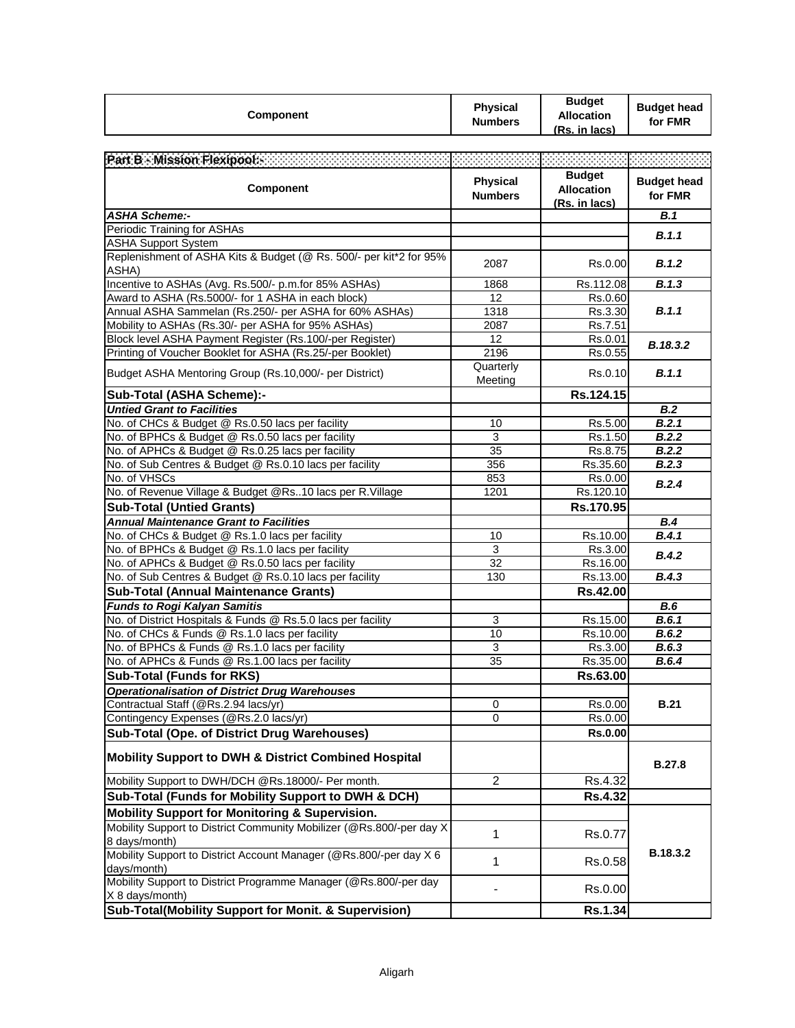| Component | Physical Numbers | Budget Allocation (Rs. in lacs) | Budget head for FMR |
|---|---|---|---|

**Part B - Mission Flexipool:-**

| Component | Physical Numbers | Budget Allocation (Rs. in lacs) | Budget head for FMR |
|---|---|---|---|
| ***ASHA Scheme:-*** | | | ***B.1*** |
| Periodic Training for ASHAs | | | ***B.1.1*** |
| ASHA Support System | | | |
| Replenishment of ASHA Kits & Budget (@ Rs. 500/- per kit*2 for 95% ASHA) | 2087 | Rs.0.00 | ***B.1.2*** |
| Incentive to ASHAs (Avg. Rs.500/- p.m.for 85% ASHAs) | 1868 | Rs.112.08 | ***B.1.3*** |
| Award to ASHA (Rs.5000/- for 1 ASHA in each block) | 12 | Rs.0.60 | ***B.1.1*** |
| Annual ASHA Sammelan (Rs.250/- per ASHA for 60% ASHAs) | 1318 | Rs.3.30 | |
| Mobility to ASHAs (Rs.30/- per ASHA for 95% ASHAs) | 2087 | Rs.7.51 | |
| Block level ASHA Payment Register (Rs.100/-per Register) | 12 | Rs.0.01 | ***B.18.3.2*** |
| Printing of Voucher Booklet for ASHA (Rs.25/-per Booklet) | 2196 | Rs.0.55 | |
| Budget ASHA Mentoring Group (Rs.10,000/- per District) | Quarterly Meeting | Rs.0.10 | ***B.1.1*** |
| **Sub-Total (ASHA Scheme):-** | | **Rs.124.15** | |
| ***Untied Grant to Facilities*** | | | ***B.2*** |
| No. of CHCs & Budget @ Rs.0.50 lacs per facility | 10 | Rs.5.00 | ***B.2.1*** |
| No. of BPHCs & Budget @ Rs.0.50 lacs per facility | 3 | Rs.1.50 | ***B.2.2*** |
| No. of APHCs & Budget @ Rs.0.25 lacs per facility | 35 | Rs.8.75 | ***B.2.2*** |
| No. of Sub Centres & Budget @ Rs.0.10 lacs per facility | 356 | Rs.35.60 | ***B.2.3*** |
| No. of VHSCs | 853 | Rs.0.00 | ***B.2.4*** |
| No. of Revenue Village & Budget @Rs..10 lacs per R.Village | 1201 | Rs.120.10 | |
| **Sub-Total (Untied Grants)** | | **Rs.170.95** | |
| ***Annual Maintenance Grant to Facilities*** | | | ***B.4*** |
| No. of CHCs & Budget @ Rs.1.0 lacs per facility | 10 | Rs.10.00 | ***B.4.1*** |
| No. of BPHCs & Budget @ Rs.1.0 lacs per facility | 3 | Rs.3.00 | ***B.4.2*** |
| No. of APHCs & Budget @ Rs.0.50 lacs per facility | 32 | Rs.16.00 | |
| No. of Sub Centres & Budget @ Rs.0.10 lacs per facility | 130 | Rs.13.00 | ***B.4.3*** |
| **Sub-Total (Annual Maintenance Grants)** | | **Rs.42.00** | |
| ***Funds to Rogi Kalyan Samitis*** | | | ***B.6*** |
| No. of District Hospitals & Funds @ Rs.5.0 lacs per facility | 3 | Rs.15.00 | ***B.6.1*** |
| No. of CHCs & Funds @ Rs.1.0 lacs per facility | 10 | Rs.10.00 | ***B.6.2*** |
| No. of BPHCs & Funds @ Rs.1.0 lacs per facility | 3 | Rs.3.00 | ***B.6.3*** |
| No. of APHCs & Funds @ Rs.1.00 lacs per facility | 35 | Rs.35.00 | ***B.6.4*** |
| **Sub-Total (Funds for RKS)** | | **Rs.63.00** | |
| ***Operationalisation of District Drug Warehouses*** | | | **B.21** |
| Contractual Staff (@Rs.2.94 lacs/yr) | 0 | Rs.0.00 | |
| Contingency Expenses (@Rs.2.0 lacs/yr) | 0 | Rs.0.00 | |
| **Sub-Total (Ope. of District Drug Warehouses)** | | **Rs.0.00** | |
| **Mobility Support to DWH & District Combined Hospital** | | | **B.27.8** |
| Mobility Support to DWH/DCH @Rs.18000/- Per month. | 2 | Rs.4.32 | |
| **Sub-Total (Funds for Mobility Support to DWH & DCH)** | | **Rs.4.32** | |
| **Mobility Support for Monitoring & Supervision.** | | | **B.18.3.2** |
| Mobility Support to District Community Mobilizer (@Rs.800/-per day X 8 days/month) | 1 | Rs.0.77 | |
| Mobility Support to District Account Manager (@Rs.800/-per day X 6 days/month) | 1 | Rs.0.58 | |
| Mobility Support to District Programme Manager (@Rs.800/-per day X 8 days/month) | - | Rs.0.00 | |
| **Sub-Total(Mobility Support for Monit. & Supervision)** | | **Rs.1.34** | |

Aligarh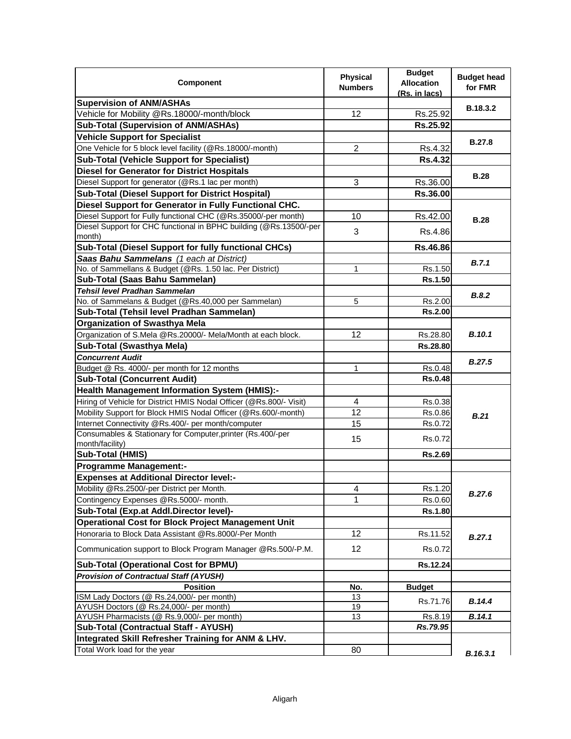| Component | Physical Numbers | Budget Allocation (Rs. in lacs) | Budget head for FMR |
|---|---|---|---|
| **Supervision of ANM/ASHAs** | | | **B.18.3.2** |
| Vehicle for Mobility @Rs.18000/-month/block | 12 | Rs.25.92 | |
| **Sub-Total (Supervision of ANM/ASHAs)** | | **Rs.25.92** | |
| **Vehicle Support for Specialist** | | | **B.27.8** |
| One Vehicle for 5 block level facility (@Rs.18000/-month) | 2 | Rs.4.32 | |
| **Sub-Total (Vehicle Support for Specialist)** | | **Rs.4.32** | |
| **Diesel for Generator for District Hospitals** | | | **B.28** |
| Diesel Support for generator (@Rs.1 lac per month) | 3 | Rs.36.00 | |
| **Sub-Total (Diesel Support for District Hospital)** | | **Rs.36.00** | |
| **Diesel Support for Generator in Fully Functional CHC.** | | | **B.28** |
| Diesel Support for Fully functional CHC (@Rs.35000/-per month) | 10 | Rs.42.00 | |
| Diesel Support for CHC functional in BPHC building (@Rs.13500/-per month) | 3 | Rs.4.86 | |
| **Sub-Total (Diesel Support for fully functional CHCs)** | | **Rs.46.86** | |
| ***Saas Bahu Sammelans** (1 each at District)* | | | ***B.7.1*** |
| No. of Sammellans & Budget (@Rs. 1.50 lac. Per District) | 1 | Rs.1.50 | |
| **Sub-Total (Saas Bahu Sammelan)** | | **Rs.1.50** | |
| ***Tehsil level Pradhan Sammelan*** | | | ***B.8.2*** |
| No. of Sammelans & Budget (@Rs.40,000 per Sammelan) | 5 | Rs.2.00 | |
| **Sub-Total (Tehsil level Pradhan Sammelan)** | | **Rs.2.00** | |
| **Organization of Swasthya Mela** | | | ***B.10.1*** |
| Organization of S.Mela @Rs.20000/- Mela/Month at each block. | 12 | Rs.28.80 | |
| **Sub-Total (Swasthya Mela)** | | **Rs.28.80** | |
| ***Concurrent Audit*** | | | ***B.27.5*** |
| Budget @ Rs. 4000/- per month for 12 months | 1 | Rs.0.48 | |
| **Sub-Total (Concurrent Audit)** | | **Rs.0.48** | |
| **Health Management Information System (HMIS):-** | | | ***B.21*** |
| Hiring of Vehicle for District HMIS Nodal Officer (@Rs.800/- Visit) | 4 | Rs.0.38 | |
| Mobility Support for Block HMIS Nodal Officer (@Rs.600/-month) | 12 | Rs.0.86 | |
| Internet Connectivity @Rs.400/- per month/computer | 15 | Rs.0.72 | |
| Consumables & Stationary for Computer,printer (Rs.400/-per month/facility) | 15 | Rs.0.72 | |
| **Sub-Total (HMIS)** | | **Rs.2.69** | |
| **Programme Management:-** | | | |
| **Expenses at Additional Director level:-** | | | ***B.27.6*** |
| Mobility @Rs.2500/-per District per Month. | 4 | Rs.1.20 | |
| Contingency Expenses @Rs.5000/- month. | 1 | Rs.0.60 | |
| **Sub-Total (Exp.at Addl.Director level)-** | | **Rs.1.80** | |
| **Operational Cost for Block Project Management Unit** | | | ***B.27.1*** |
| Honoraria to Block Data Assistant @Rs.8000/-Per Month | 12 | Rs.11.52 | |
| Communication support to Block Program Manager @Rs.500/-P.M. | 12 | Rs.0.72 | |
| **Sub-Total (Operational Cost for BPMU)** | | **Rs.12.24** | |
| ***Provision of Contractual Staff (AYUSH)*** | | | |
| **Position** | **No.** | **Budget** | |
| ISM Lady Doctors (@ Rs.24,000/- per month) | 13 | Rs.71.76 | ***B.14.4*** |
| AYUSH Doctors (@ Rs.24,000/- per month) | 19 | | |
| AYUSH Pharmacists (@ Rs.9,000/- per month) | 13 | Rs.8.19 | ***B.14.1*** |
| **Sub-Total (Contractual Staff - AYUSH)** | | ***Rs.79.95*** | |
| **Integrated Skill Refresher Training for ANM & LHV.** | | | ***B.16.3.1*** |
| Total Work load for the year | 80 | | |

Aligarh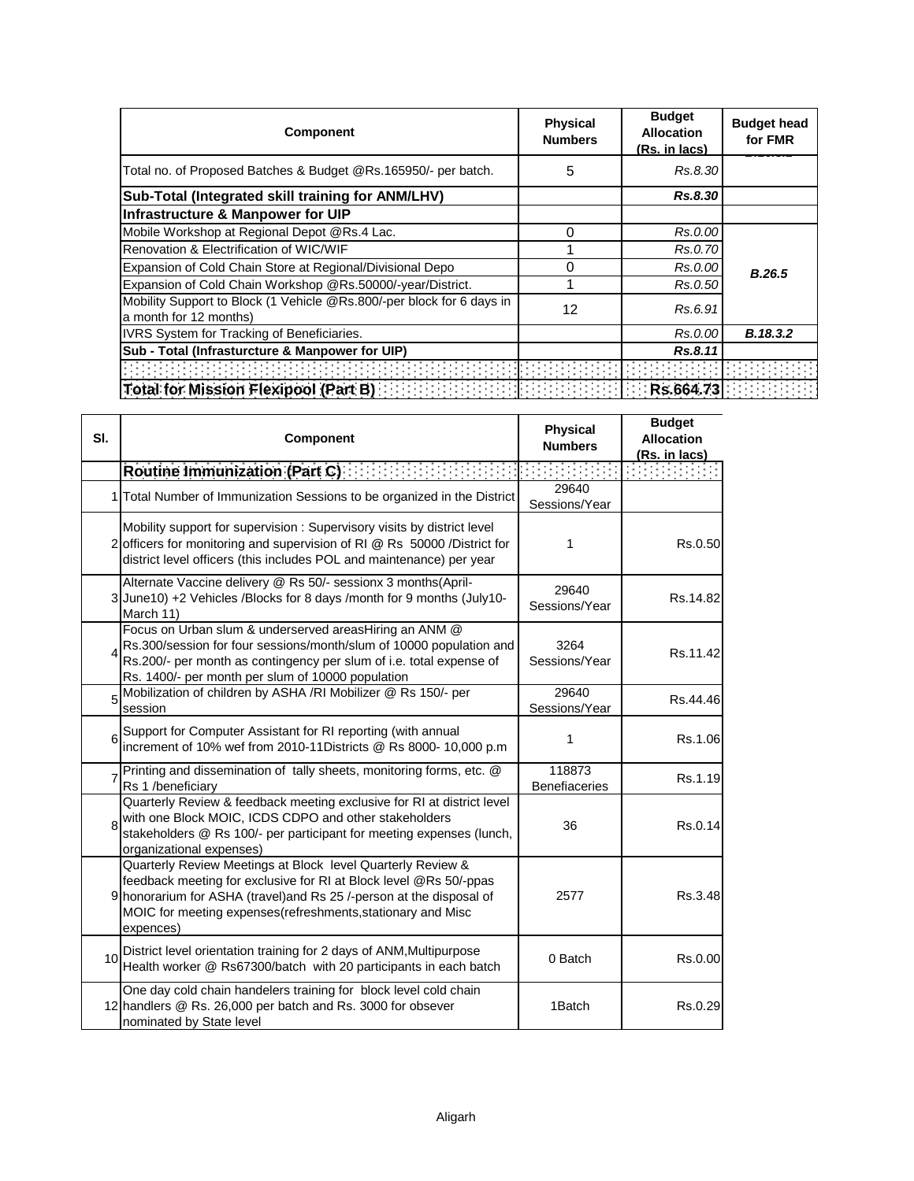| Component | Physical Numbers | Budget Allocation (Rs. in lacs) | Budget head for FMR |
|---|---|---|---|
| Total no. of Proposed Batches & Budget @Rs.165950/- per batch. | 5 | *Rs.8.30* | |
| **Sub-Total (Integrated skill training for ANM/LHV)** | | ***Rs.8.30*** | |
| **Infrastructure & Manpower for UIP** | | | |
| Mobile Workshop at Regional Depot @Rs.4 Lac. | 0 | *Rs.0.00* | ***B.26.5*** |
| Renovation & Electrification of WIC/WIF | 1 | *Rs.0.70* | |
| Expansion of Cold Chain Store at Regional/Divisional Depo | 0 | *Rs.0.00* | |
| Expansion of Cold Chain Workshop @Rs.50000/-year/District. | 1 | *Rs.0.50* | |
| Mobility Support to Block (1 Vehicle @Rs.800/-per block for 6 days in a month for 12 months) | 12 | *Rs.6.91* | |
| IVRS System for Tracking of Beneficiaries. | | *Rs.0.00* | ***B.18.3.2*** |
| **Sub - Total (Infrasturcture & Manpower for UIP)** | | ***Rs.8.11*** | |
| | | | |
| **Total for Mission Flexipool (Part B)** | | **Rs.664.73** | |

| Sl. | Component | Physical Numbers | Budget Allocation (Rs. in lacs) |
|---|---|---|---|
| | **Routine Immunization (Part C)** | | |
| 1 | Total Number of Immunization Sessions to be organized in the District | 29640 Sessions/Year | |
| 2 | Mobility support for supervision : Supervisory visits by district level officers for monitoring and supervision of RI @ Rs 50000 /District for district level officers (this includes POL and maintenance) per year | 1 | Rs.0.50 |
| 3 | Alternate Vaccine delivery @ Rs 50/- sessionx 3 months(April-June10) +2 Vehicles /Blocks for 8 days /month for 9 months (July10-March 11) | 29640 Sessions/Year | Rs.14.82 |
| 4 | Focus on Urban slum & underserved areasHiring an ANM @ Rs.300/session for four sessions/month/slum of 10000 population and Rs.200/- per month as contingency per slum of i.e. total expense of Rs. 1400/- per month per slum of 10000 population | 3264 Sessions/Year | Rs.11.42 |
| 5 | Mobilization of children by ASHA /RI Mobilizer @ Rs 150/- per session | 29640 Sessions/Year | Rs.44.46 |
| 6 | Support for Computer Assistant for RI reporting (with annual increment of 10% wef from 2010-11Districts @ Rs 8000- 10,000 p.m | 1 | Rs.1.06 |
| 7 | Printing and dissemination of tally sheets, monitoring forms, etc. @ Rs 1 /beneficiary | 118873 Benefiaceries | Rs.1.19 |
| 8 | Quarterly Review & feedback meeting exclusive for RI at district level with one Block MOIC, ICDS CDPO and other stakeholders stakeholders @ Rs 100/- per participant for meeting expenses (lunch, organizational expenses) | 36 | Rs.0.14 |
| 9 | Quarterly Review Meetings at Block level Quarterly Review & feedback meeting for exclusive for RI at Block level @Rs 50/-ppas honorarium for ASHA (travel)and Rs 25 /-person at the disposal of MOIC for meeting expenses(refreshments,stationary and Misc expences) | 2577 | Rs.3.48 |
| 10 | District level orientation training for 2 days of ANM,Multipurpose Health worker @ Rs67300/batch with 20 participants in each batch | 0 Batch | Rs.0.00 |
| 12 | One day cold chain handelers training for block level cold chain handlers @ Rs. 26,000 per batch and Rs. 3000 for obsever nominated by State level | 1Batch | Rs.0.29 |

Aligarh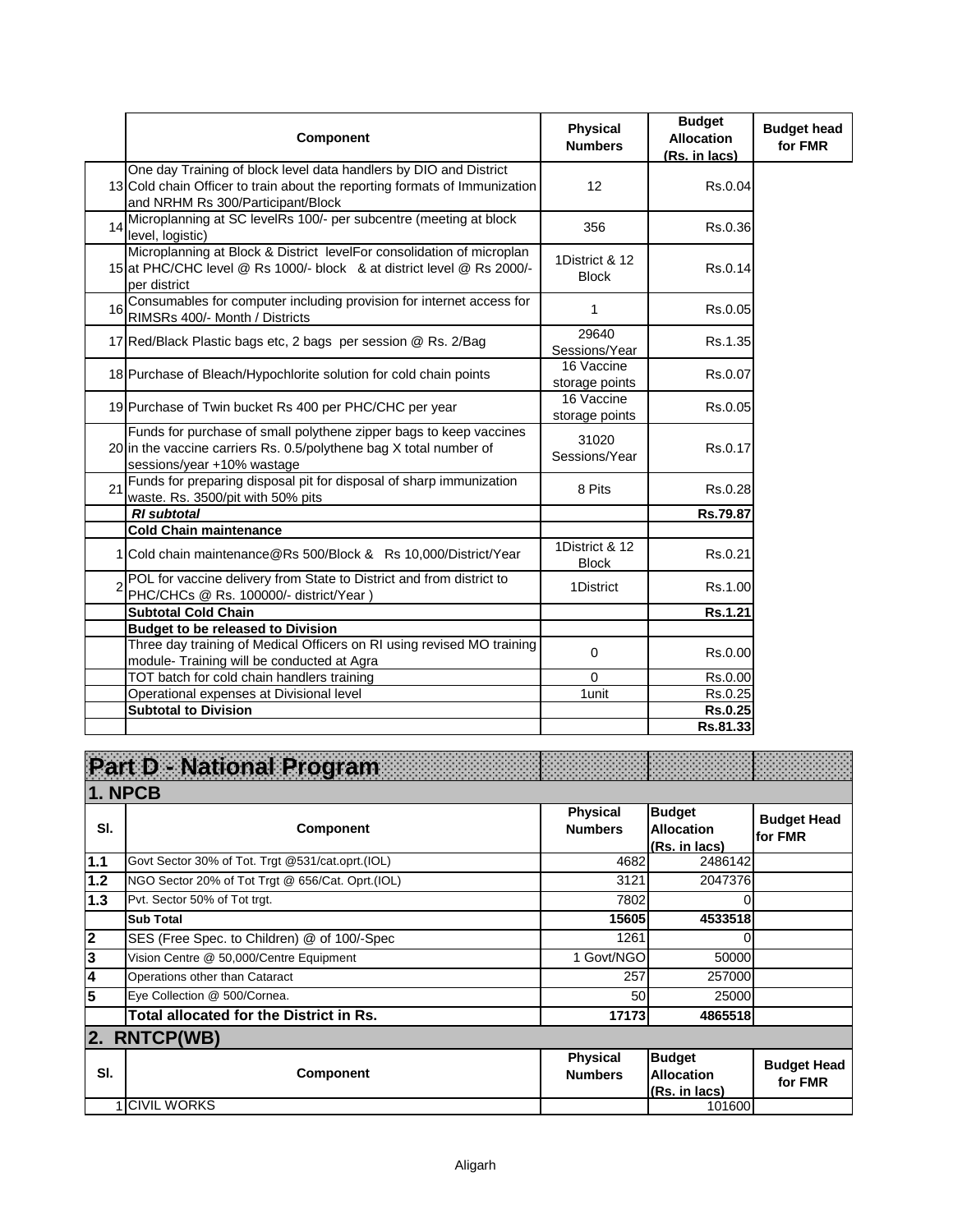|  | Component | Physical Numbers | Budget Allocation (Rs. in lacs) | Budget head for FMR |
|---|---|---|---|---|
| 13 | One day Training of block level data handlers by DIO and District Cold chain Officer to train about the reporting formats of Immunization and NRHM Rs 300/Participant/Block | 12 | Rs.0.04 |  |
| 14 | Microplanning at SC levelRs 100/- per subcentre (meeting at block level, logistic) | 356 | Rs.0.36 |  |
| 15 | Microplanning at Block & District levelFor consolidation of microplan at PHC/CHC level @ Rs 1000/- block & at district level @ Rs 2000/- per district | 1District & 12 Block | Rs.0.14 |  |
| 16 | Consumables for computer including provision for internet access for RIMSRs 400/- Month / Districts | 1 | Rs.0.05 |  |
| 17 | Red/Black Plastic bags etc, 2 bags per session @ Rs. 2/Bag | 29640 Sessions/Year | Rs.1.35 |  |
| 18 | Purchase of Bleach/Hypochlorite solution for cold chain points | 16 Vaccine storage points | Rs.0.07 |  |
| 19 | Purchase of Twin bucket Rs 400 per PHC/CHC per year | 16 Vaccine storage points | Rs.0.05 |  |
| 20 | Funds for purchase of small polythene zipper bags to keep vaccines in the vaccine carriers Rs. 0.5/polythene bag X total number of sessions/year +10% wastage | 31020 Sessions/Year | Rs.0.17 |  |
| 21 | Funds for preparing disposal pit for disposal of sharp immunization waste. Rs. 3500/pit with 50% pits | 8 Pits | Rs.0.28 |  |
|  | ***RI subtotal*** |  | **Rs.79.87** |  |
|  | **Cold Chain maintenance** |  |  |  |
| 1 | Cold chain maintenance@Rs 500/Block & Rs 10,000/District/Year | 1District & 12 Block | Rs.0.21 |  |
| 2 | POL for vaccine delivery from State to District and from district to PHC/CHCs @ Rs. 100000/- district/Year ) | 1District | Rs.1.00 |  |
|  | **Subtotal Cold Chain** |  | **Rs.1.21** |  |
|  | **Budget to be released to Division** |  |  |  |
|  | Three day training of Medical Officers on RI using revised MO training module- Training will be conducted at Agra | 0 | Rs.0.00 |  |
|  | TOT batch for cold chain handlers training | 0 | Rs.0.00 |  |
|  | Operational expenses at Divisional level | 1unit | Rs.0.25 |  |
|  | **Subtotal to Division** |  | **Rs.0.25** |  |
|  |  |  | **Rs.81.33** |  |

# Part D - National Program

## 1. NPCB

| Sl. | Component | Physical Numbers | Budget Allocation (Rs. in lacs) | Budget Head for FMR |
|---|---|---|---|---|
| 1.1 | Govt Sector 30% of Tot. Trgt @531/cat.oprt.(IOL) | 4682 | 2486142 |  |
| 1.2 | NGO Sector 20% of Tot Trgt @ 656/Cat. Oprt.(IOL) | 3121 | 2047376 |  |
| 1.3 | Pvt. Sector 50% of Tot trgt. | 7802 | 0 |  |
|  | **Sub Total** | **15605** | **4533518** |  |
| 2 | SES (Free Spec. to Children) @ of 100/-Spec | 1261 | 0 |  |
| 3 | Vision Centre @ 50,000/Centre Equipment | 1 Govt/NGO | 50000 |  |
| 4 | Operations other than Cataract | 257 | 257000 |  |
| 5 | Eye Collection @ 500/Cornea. | 50 | 25000 |  |
|  | **Total allocated for the District in Rs.** | **17173** | **4865518** |  |

## 2. RNTCP(WB)

| Sl. | Component | Physical Numbers | Budget Allocation (Rs. in lacs) | Budget Head for FMR |
|---|---|---|---|---|
| 1 | CIVIL WORKS |  | 101600 |  |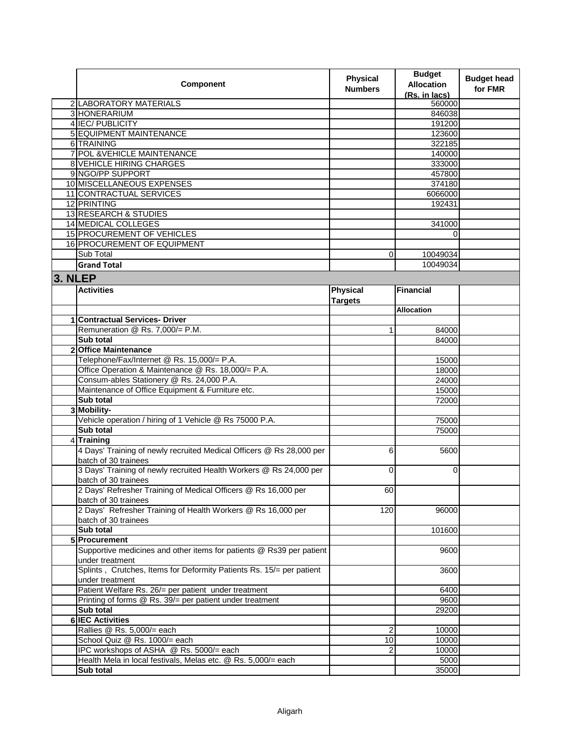| | Component | Physical Numbers | Budget Allocation (Rs. in lacs) | Budget head for FMR |
|---|---|---|---|---|
| 2 | LABORATORY MATERIALS | | 560000 | |
| 3 | HONERARIUM | | 846038 | |
| 4 | IEC/ PUBLICITY | | 191200 | |
| 5 | EQUIPMENT MAINTENANCE | | 123600 | |
| 6 | TRAINING | | 322185 | |
| 7 | POL &VEHICLE MAINTENANCE | | 140000 | |
| 8 | VEHICLE HIRING CHARGES | | 333000 | |
| 9 | NGO/PP SUPPORT | | 457800 | |
| 10 | MISCELLANEOUS EXPENSES | | 374180 | |
| 11 | CONTRACTUAL SERVICES | | 6066000 | |
| 12 | PRINTING | | 192431 | |
| 13 | RESEARCH & STUDIES | | | |
| 14 | MEDICAL COLLEGES | | 341000 | |
| 15 | PROCUREMENT OF VEHICLES | | 0 | |
| 16 | PROCUREMENT OF EQUIPMENT | | | |
| | Sub Total | 0 | 10049034 | |
| | **Grand Total** | | 10049034 | |

## 3. NLEP

| | Activities | Physical Targets | Financial | |
|---|---|---|---|---|
| | | | **Allocation** | |
| **1** | **Contractual Services- Driver** | | | |
| | Remuneration @ Rs. 7,000/= P.M. | 1 | 84000 | |
| | **Sub total** | | 84000 | |
| **2** | **Office Maintenance** | | | |
| | Telephone/Fax/Internet @ Rs. 15,000/= P.A. | | 15000 | |
| | Office Operation & Maintenance @ Rs. 18,000/= P.A. | | 18000 | |
| | Consum-ables Stationery @ Rs. 24,000 P.A. | | 24000 | |
| | Maintenance of Office Equipment & Furniture etc. | | 15000 | |
| | **Sub total** | | 72000 | |
| **3** | **Mobility-** | | | |
| | Vehicle operation / hiring of 1 Vehicle @ Rs 75000 P.A. | | 75000 | |
| | **Sub total** | | 75000 | |
| 4 | **Training** | | | |
| | 4 Days' Training of newly recruited Medical Officers @ Rs 28,000 per batch of 30 trainees | 6 | 5600 | |
| | 3 Days' Training of newly recruited Health Workers @ Rs 24,000 per batch of 30 trainees | 0 | 0 | |
| | 2 Days' Refresher Training of Medical Officers @ Rs 16,000 per batch of 30 trainees | 60 | | |
| | 2 Days' Refresher Training of Health Workers @ Rs 16,000 per batch of 30 trainees | 120 | 96000 | |
| | **Sub total** | | 101600 | |
| **5** | **Procurement** | | | |
| | Supportive medicines and other items for patients @ Rs39 per patient under treatment | | 9600 | |
| | Splints , Crutches, Items for Deformity Patients Rs. 15/= per patient under treatment | | 3600 | |
| | Patient Welfare Rs. 26/= per patient under treatment | | 6400 | |
| | Printing of forms @ Rs. 39/= per patient under treatment | | 9600 | |
| | **Sub total** | | 29200 | |
| **6** | **IEC Activities** | | | |
| | Rallies @ Rs. 5,000/= each | 2 | 10000 | |
| | School Quiz @ Rs. 1000/= each | 10 | 10000 | |
| | IPC workshops of ASHA @ Rs. 5000/= each | 2 | 10000 | |
| | Health Mela in local festivals, Melas etc. @ Rs. 5,000/= each | | 5000 | |
| | **Sub total** | | 35000 | |

Aligarh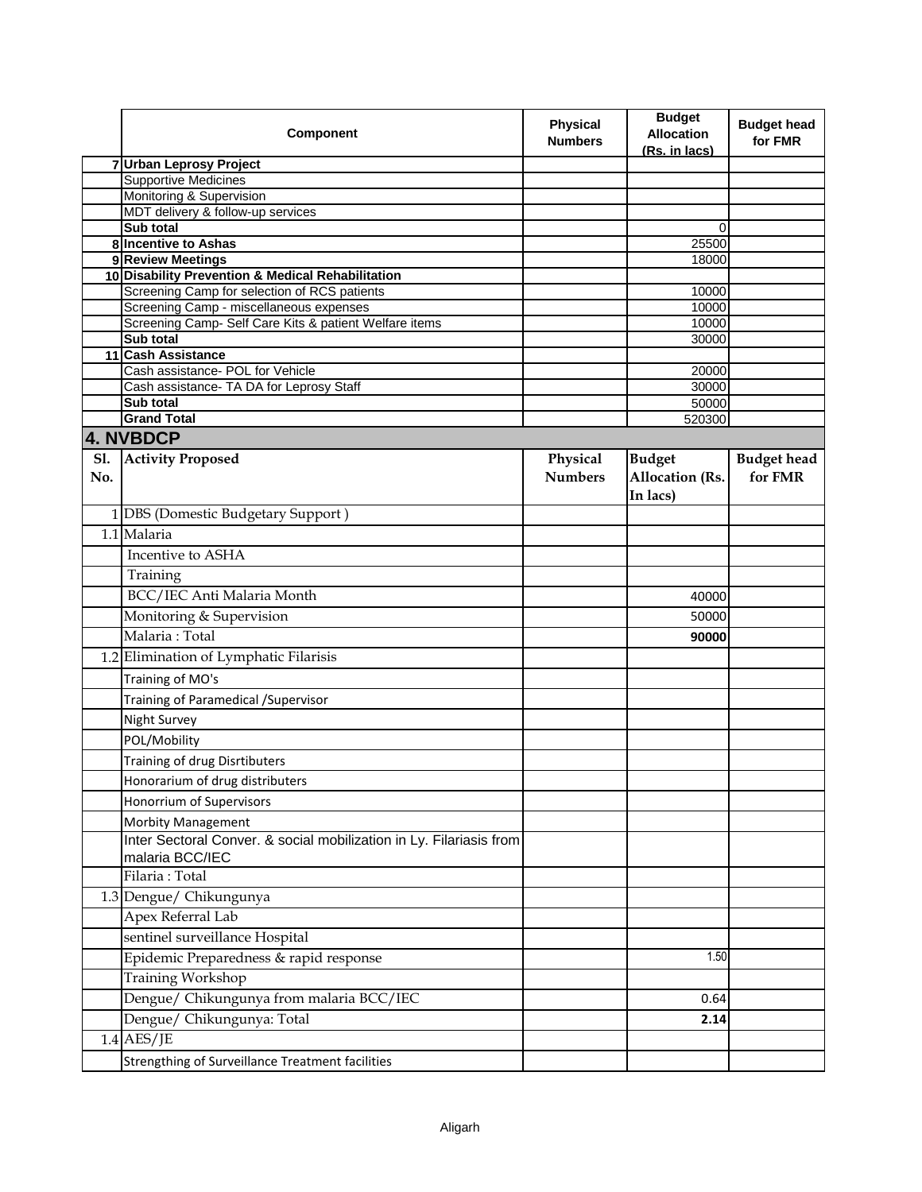| | Component | Physical Numbers | Budget Allocation (Rs. in lacs) | Budget head for FMR |
|---|---|---|---|---|
| 7 | **Urban Leprosy Project** | | | |
| | Supportive Medicines | | | |
| | Monitoring & Supervision | | | |
| | MDT delivery & follow-up services | | | |
| | **Sub total** | | 0 | |
| 8 | **Incentive to Ashas** | | 25500 | |
| 9 | **Review Meetings** | | 18000 | |
| 10 | **Disability Prevention & Medical Rehabilitation** | | | |
| | Screening Camp for selection of RCS patients | | 10000 | |
| | Screening Camp - miscellaneous expenses | | 10000 | |
| | Screening Camp- Self Care Kits & patient Welfare items | | 10000 | |
| | **Sub total** | | 30000 | |
| 11 | **Cash Assistance** | | | |
| | Cash assistance- POL for Vehicle | | 20000 | |
| | Cash assistance- TA DA for Leprosy Staff | | 30000 | |
| | **Sub total** | | 50000 | |
| | **Grand Total** | | 520300 | |

## 4. NVBDCP

| Sl. No. | Activity Proposed | Physical Numbers | Budget Allocation (Rs. In lacs) | Budget head for FMR |
|---|---|---|---|---|
| 1 | DBS (Domestic Budgetary Support ) | | | |
| 1.1 | Malaria | | | |
| | Incentive to ASHA | | | |
| | Training | | | |
| | BCC/IEC Anti Malaria Month | | 40000 | |
| | Monitoring & Supervision | | 50000 | |
| | Malaria : Total | | **90000** | |
| 1.2 | Elimination of Lymphatic Filarisis | | | |
| | Training of MO's | | | |
| | Training of Paramedical /Supervisor | | | |
| | Night Survey | | | |
| | POL/Mobility | | | |
| | Training of drug Disrtibuters | | | |
| | Honorarium of drug distributers | | | |
| | Honorrium of Supervisors | | | |
| | Morbity Management | | | |
| | Inter Sectoral Conver. & social mobilization in Ly. Filariasis from malaria BCC/IEC | | | |
| | Filaria : Total | | | |
| 1.3 | Dengue/ Chikungunya | | | |
| | Apex Referral Lab | | | |
| | sentinel surveillance Hospital | | | |
| | Epidemic Preparedness & rapid response | | 1.50 | |
| | Training Workshop | | | |
| | Dengue/ Chikungunya from malaria BCC/IEC | | 0.64 | |
| | Dengue/ Chikungunya: Total | | **2.14** | |
| 1.4 | AES/JE | | | |
| | Strengthing of Surveillance Treatment facilities | | | |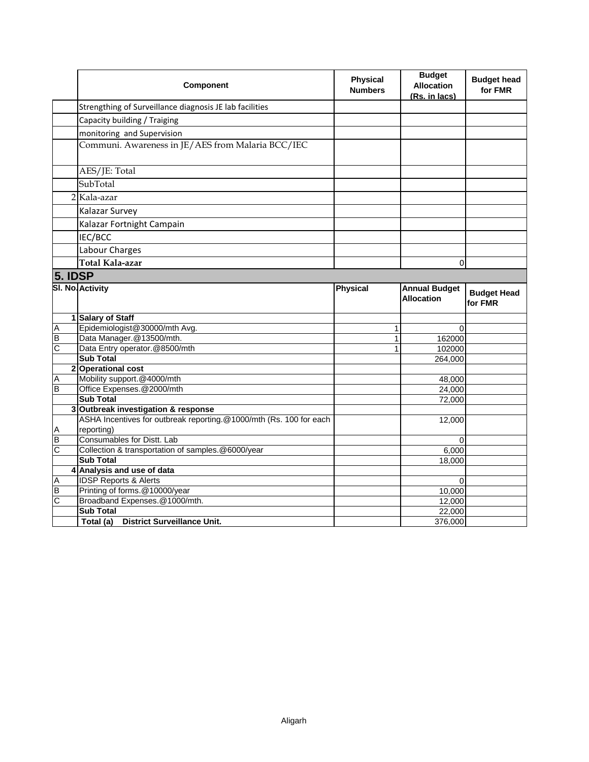| | Component | Physical Numbers | Budget Allocation (Rs. in lacs) | Budget head for FMR |
|---|---|---|---|---|
| | Strengthing of Surveillance diagnosis JE lab facilities | | | |
| | Capacity building / Traiging | | | |
| | monitoring and Supervision | | | |
| | Communi. Awareness in JE/AES from Malaria BCC/IEC | | | |
| | AES/JE: Total | | | |
| | SubTotal | | | |
| 2 | Kala-azar | | | |
| | Kalazar Survey | | | |
| | Kalazar Fortnight Campain | | | |
| | IEC/BCC | | | |
| | Labour Charges | | | |
| | Total Kala-azar | | 0 | |

## 5. IDSP

| Sl. No. | Activity | Physical | Annual Budget Allocation | Budget Head for FMR |
|---|---|---|---|---|
| 1 | **Salary of Staff** | | | |
| A | Epidemiologist@30000/mth Avg. | 1 | 0 | |
| B | Data Manager.@13500/mth. | 1 | 162000 | |
| C | Data Entry operator.@8500/mth | 1 | 102000 | |
| | **Sub Total** | | 264,000 | |
| 2 | **Operational cost** | | | |
| A | Mobility support.@4000/mth | | 48,000 | |
| B | Office Expenses.@2000/mth | | 24,000 | |
| | **Sub Total** | | 72,000 | |
| 3 | **Outbreak investigation & response** | | | |
| A | ASHA Incentives for outbreak reporting.@1000/mth (Rs. 100 for each reporting) | | 12,000 | |
| B | Consumables for Distt. Lab | | 0 | |
| C | Collection & transportation of samples.@6000/year | | 6,000 | |
| | **Sub Total** | | 18,000 | |
| 4 | **Analysis and use of data** | | | |
| A | IDSP Reports & Alerts | | 0 | |
| B | Printing of forms.@10000/year | | 10,000 | |
| C | Broadband Expenses.@1000/mth. | | 12,000 | |
| | **Sub Total** | | 22,000 | |
| | **Total (a) District Surveillance Unit.** | | 376,000 | |